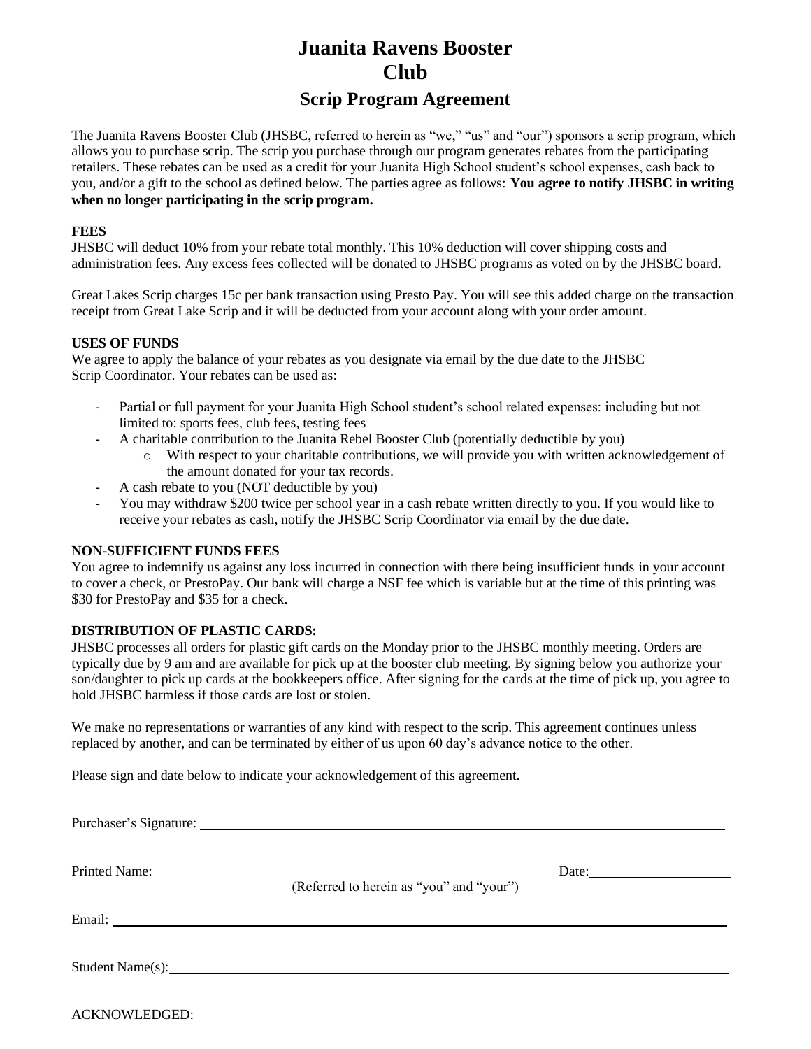# Juanita Ravens Booster Club

## Scrip Program Agreement

The Juanita Ravens Booster Club (JHSBC, referred to herein as "we," "us" and "our") sponsors a scrip program, which allows you to purchase scrip. The scrip you purchase through our program generates rebates from the participating retailers. These rebates can be used as a credit for your Juanita High School student's school expenses, cash back to you, and/or a gift to the school as defined below. The parties agree as follows: **You agree to notify JHSBC in writing when no longer participating in the scrip program.**

**FEES**

JHSBC will deduct 10% from your rebate total monthly. This 10% deduction will cover shipping costs and administration fees. Any excess fees collected will be donated to JHSBC programs as voted on by the JHSBC board.

Great Lakes Scrip charges 15c per bank transaction using Presto Pay. You will see this added charge on the transaction receipt from Great Lake Scrip and it will be deducted from your account along with your order amount.

**USES OF FUNDS**

We agree to apply the balance of your rebates as you designate via email by the due date to the JHSBC Scrip Coordinator. Your rebates can be used as:

- Partial or full payment for your Juanita High School student's school related expenses: including but not limited to: sports fees, club fees, testing fees
- A charitable contribution to the Juanita Rebel Booster Club (potentially deductible by you)
  - With respect to your charitable contributions, we will provide you with written acknowledgement of the amount donated for your tax records.
- A cash rebate to you (NOT deductible by you)
- You may withdraw $200 twice per school year in a cash rebate written directly to you. If you would like to receive your rebates as cash, notify the JHSBC Scrip Coordinator via email by the due date.

**NON-SUFFICIENT FUNDS FEES**

You agree to indemnify us against any loss incurred in connection with there being insufficient funds in your account to cover a check, or PrestoPay. Our bank will charge a NSF fee which is variable but at the time of this printing was $30 for PrestoPay and $35 for a check.

**DISTRIBUTION OF PLASTIC CARDS:**

JHSBC processes all orders for plastic gift cards on the Monday prior to the JHSBC monthly meeting. Orders are typically due by 9 am and are available for pick up at the booster club meeting. By signing below you authorize your son/daughter to pick up cards at the bookkeepers office. After signing for the cards at the time of pick up, you agree to hold JHSBC harmless if those cards are lost or stolen.

We make no representations or warranties of any kind with respect to the scrip. This agreement continues unless replaced by another, and can be terminated by either of us upon 60 day's advance notice to the other.

Please sign and date below to indicate your acknowledgement of this agreement.

Purchaser's Signature: ____________________

Printed Name: ____________________ Date: ____________________

(Referred to herein as "you" and "your")

Email: ____________________

Student Name(s): ____________________

ACKNOWLEDGED: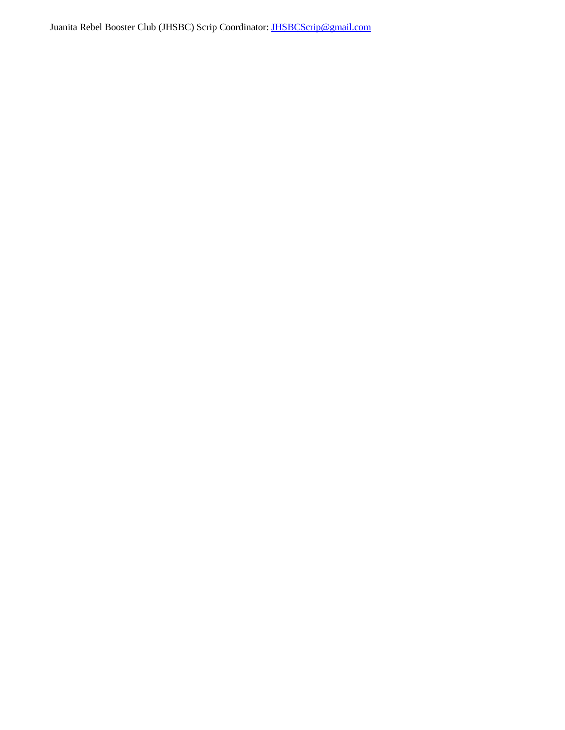Juanita Rebel Booster Club (JHSBC) Scrip Coordinator: JHSBCScrip@gmail.com